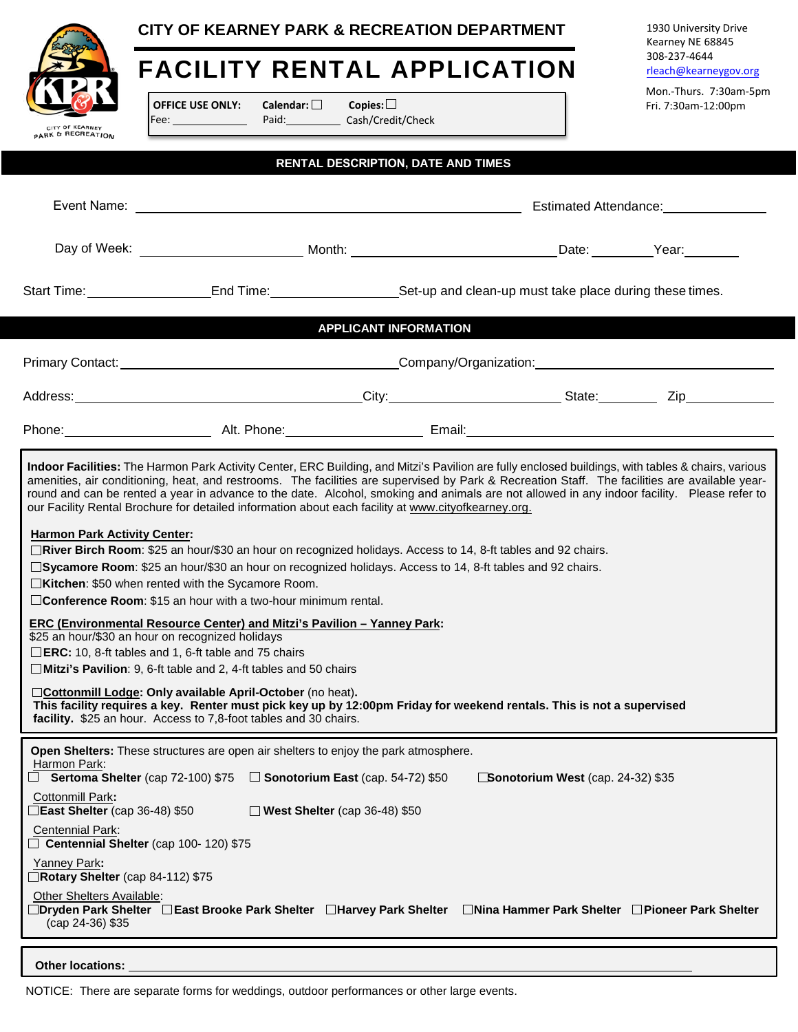# CITY OF KEARNEY PARK & RECREATION DEPARTMENT

# FACILITY RENTAL APPLICATION

**OFFICE USE ONLY:** **Calendar:** ☐ **Copies:** ☐
Fee: ____________ Paid: _________ Cash/Credit/Check

1930 University Drive
Kearney NE 68845
308-237-4644
rleach@kearneygov.org

Mon.-Thurs. 7:30am-5pm
Fri. 7:30am-12:00pm

## RENTAL DESCRIPTION, DATE AND TIMES

Event Name: ______________________________ Estimated Attendance: ____________

Day of Week: ______________ Month: ______________________ Date: ________ Year: ________

Start Time: ______________ End Time: ______________ Set-up and clean-up must take place during these times.

## APPLICANT INFORMATION

Primary Contact: ______________________________ Company/Organization: ______________________________

Address: ______________________________ City: ____________________ State: ________ Zip ____________

Phone: __________________ Alt. Phone: __________________ Email: ______________________________

**Indoor Facilities:** The Harmon Park Activity Center, ERC Building, and Mitzi's Pavilion are fully enclosed buildings, with tables & chairs, various amenities, air conditioning, heat, and restrooms. The facilities are supervised by Park & Recreation Staff. The facilities are available year-round and can be rented a year in advance to the date. Alcohol, smoking and animals are not allowed in any indoor facility. Please refer to our Facility Rental Brochure for detailed information about each facility at www.cityofkearney.org.

**Harmon Park Activity Center:**

☐ **River Birch Room**: $25 an hour/$30 an hour on recognized holidays. Access to 14, 8-ft tables and 92 chairs.
☐ **Sycamore Room**: $25 an hour/$30 an hour on recognized holidays. Access to 14, 8-ft tables and 92 chairs.
☐ **Kitchen**: $50 when rented with the Sycamore Room.
☐ **Conference Room**: $15 an hour with a two-hour minimum rental.

**ERC (Environmental Resource Center) and Mitzi's Pavilion – Yanney Park:**
$25 an hour/$30 an hour on recognized holidays
☐ **ERC:** 10, 8-ft tables and 1, 6-ft table and 75 chairs
☐ **Mitzi's Pavilion**: 9, 6-ft table and 2, 4-ft tables and 50 chairs

☐ **Cottonmill Lodge: Only available April-October** (no heat).
**This facility requires a key. Renter must pick key up by 12:00pm Friday for weekend rentals. This is not a supervised facility.** $25 an hour. Access to 7,8-foot tables and 30 chairs.

**Open Shelters:** These structures are open air shelters to enjoy the park atmosphere.

Harmon Park:
☐ **Sertoma Shelter** (cap 72-100) $75 ☐ **Sonotorium East** (cap. 54-72) $50 ☐ **Sonotorium West** (cap. 24-32) $35

Cottonmill Park**:**
☐ **East Shelter** (cap 36-48) $50 ☐ **West Shelter** (cap 36-48) $50

Centennial Park:
☐ **Centennial Shelter** (cap 100- 120) $75

Yanney Park**:**
☐ **Rotary Shelter** (cap 84-112) $75

Other Shelters Available:
☐ **Dryden Park Shelter** ☐ **East Brooke Park Shelter** ☐ **Harvey Park Shelter** ☐ **Nina Hammer Park Shelter** ☐ **Pioneer Park Shelter**
(cap 24-36) $35

**Other locations:** ______________________________________________

NOTICE: There are separate forms for weddings, outdoor performances or other large events.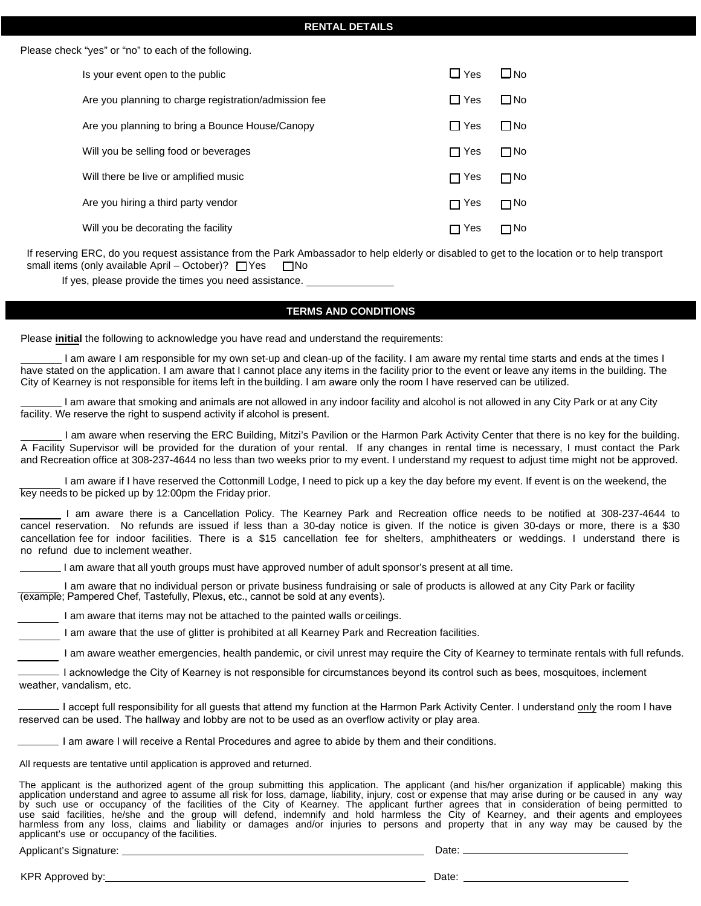## RENTAL DETAILS

Please check "yes" or "no" to each of the following.

| | | |
|---|---|---|
| Is your event open to the public | ☐ Yes | ☐ No |
| Are you planning to charge registration/admission fee | ☐ Yes | ☐ No |
| Are you planning to bring a Bounce House/Canopy | ☐ Yes | ☐ No |
| Will you be selling food or beverages | ☐ Yes | ☐ No |
| Will there be live or amplified music | ☐ Yes | ☐ No |
| Are you hiring a third party vendor | ☐ Yes | ☐ No |
| Will you be decorating the facility | ☐ Yes | ☐ No |

If reserving ERC, do you request assistance from the Park Ambassador to help elderly or disabled to get to the location or to help transport small items (only available April – October)? ☐ Yes ☐ No

If yes, please provide the times you need assistance. _______________

## TERMS AND CONDITIONS

Please **initial** the following to acknowledge you have read and understand the requirements:

_______ I am aware I am responsible for my own set-up and clean-up of the facility. I am aware my rental time starts and ends at the times I have stated on the application. I am aware that I cannot place any items in the facility prior to the event or leave any items in the building. The City of Kearney is not responsible for items left in the building. I am aware only the room I have reserved can be utilized.

_______ I am aware that smoking and animals are not allowed in any indoor facility and alcohol is not allowed in any City Park or at any City facility. We reserve the right to suspend activity if alcohol is present.

_______ I am aware when reserving the ERC Building, Mitzi's Pavilion or the Harmon Park Activity Center that there is no key for the building. A Facility Supervisor will be provided for the duration of your rental. If any changes in rental time is necessary, I must contact the Park and Recreation office at 308-237-4644 no less than two weeks prior to my event. I understand my request to adjust time might not be approved.

_______ I am aware if I have reserved the Cottonmill Lodge, I need to pick up a key the day before my event. If event is on the weekend, the key needs to be picked up by 12:00pm the Friday prior.

_______ I am aware there is a Cancellation Policy. The Kearney Park and Recreation office needs to be notified at 308-237-4644 to cancel reservation. No refunds are issued if less than a 30-day notice is given. If the notice is given 30-days or more, there is a $30 cancellation fee for indoor facilities. There is a $15 cancellation fee for shelters, amphitheaters or weddings. I understand there is no refund due to inclement weather.

_______ I am aware that all youth groups must have approved number of adult sponsor's present at all time.

_______ I am aware that no individual person or private business fundraising or sale of products is allowed at any City Park or facility (example; Pampered Chef, Tastefully, Plexus, etc., cannot be sold at any events).

_______ I am aware that items may not be attached to the painted walls or ceilings.

_______ I am aware that the use of glitter is prohibited at all Kearney Park and Recreation facilities.

_______ I am aware weather emergencies, health pandemic, or civil unrest may require the City of Kearney to terminate rentals with full refunds.

_______ I acknowledge the City of Kearney is not responsible for circumstances beyond its control such as bees, mosquitoes, inclement weather, vandalism, etc.

_______ I accept full responsibility for all guests that attend my function at the Harmon Park Activity Center. I understand only the room I have reserved can be used. The hallway and lobby are not to be used as an overflow activity or play area.

_______ I am aware I will receive a Rental Procedures and agree to abide by them and their conditions.

All requests are tentative until application is approved and returned.

The applicant is the authorized agent of the group submitting this application. The applicant (and his/her organization if applicable) making this application understand and agree to assume all risk for loss, damage, liability, injury, cost or expense that may arise during or be caused in any way by such use or occupancy of the facilities of the City of Kearney. The applicant further agrees that in consideration of being permitted to use said facilities, he/she and the group will defend, indemnify and hold harmless the City of Kearney, and their agents and employees harmless from any loss, claims and liability or damages and/or injuries to persons and property that in any way may be caused by the applicant's use or occupancy of the facilities.

Applicant's Signature: ______________________________ Date: ______________

KPR Approved by: ______________________________ Date: ______________